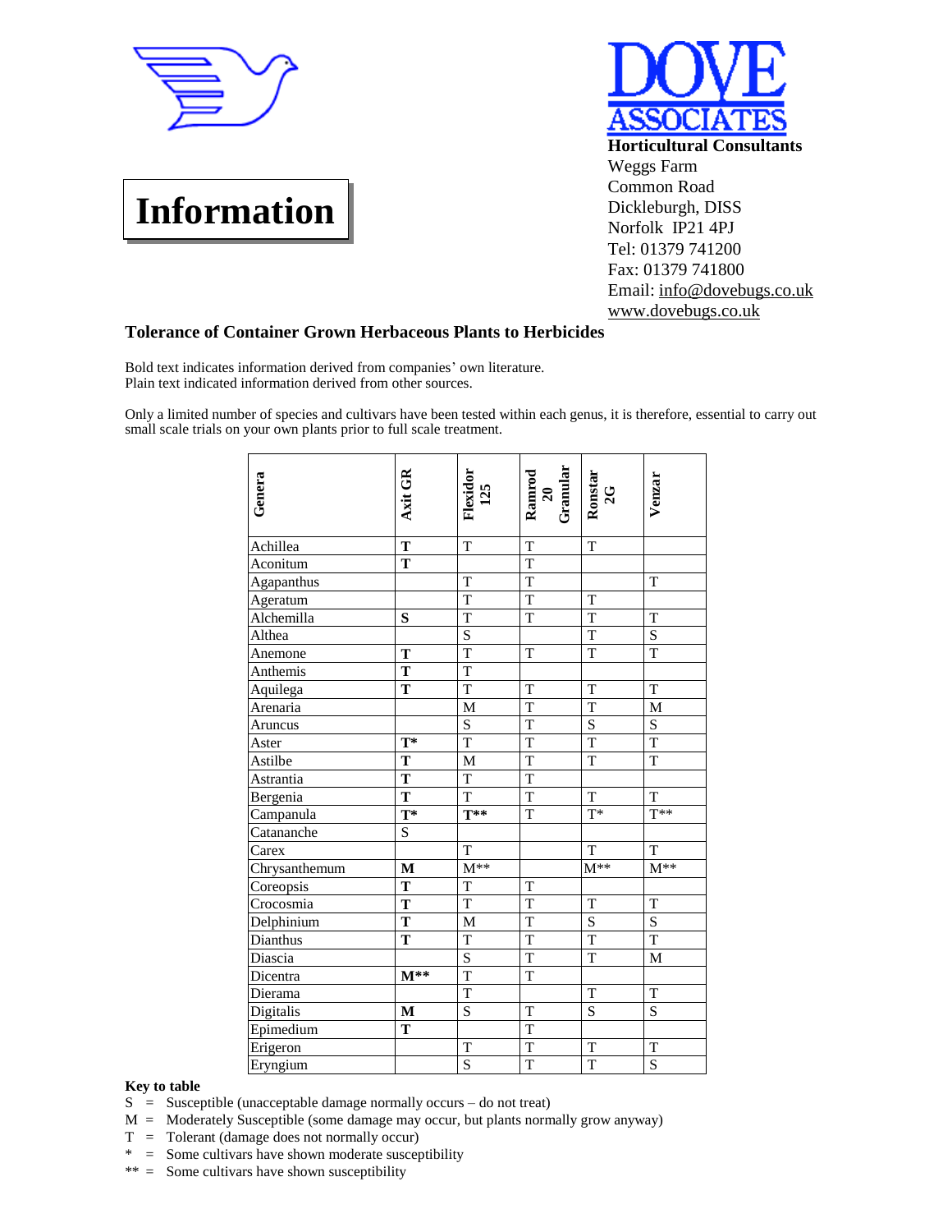# Information

**DOVE ASSOCIATES**

**Horticultural Consultants**
Weggs Farm
Common Road
Dickleburgh, DISS
Norfolk IP21 4PJ
Tel: 01379 741200
Fax: 01379 741800
Email: info@dovebugs.co.uk
www.dovebugs.co.uk

## Tolerance of Container Grown Herbaceous Plants to Herbicides

Bold text indicates information derived from companies' own literature.
Plain text indicated information derived from other sources.

Only a limited number of species and cultivars have been tested within each genus, it is therefore, essential to carry out small scale trials on your own plants prior to full scale treatment.

| **Genera** | **Axit GR** | **Flexidor 125** | **Ramrod 20 Granular** | **Ronstar 2G** | **Venzar** |
|---|---|---|---|---|---|
| Achillea | **T** | T | T | T | |
| Aconitum | **T** | | T | | |
| Agapanthus | | T | T | | T |
| Ageratum | | T | T | T | |
| Alchemilla | **S** | T | T | T | T |
| Althea | | S | | T | S |
| Anemone | **T** | T | T | T | T |
| Anthemis | **T** | T | | | |
| Aquilega | **T** | T | T | T | T |
| Arenaria | | M | T | T | M |
| Aruncus | | S | T | S | S |
| Aster | **T*** | T | T | T | T |
| Astilbe | **T** | M | T | T | T |
| Astrantia | **T** | T | T | | |
| Bergenia | **T** | T | T | T | T |
| Campanula | **T*** | **T**** | T | T* | T** |
| Catananche | S | | | | |
| Carex | | T | | T | T |
| Chrysanthemum | **M** | M** | | M** | M** |
| Coreopsis | **T** | T | T | | |
| Crocosmia | **T** | T | T | T | T |
| Delphinium | **T** | M | T | S | S |
| Dianthus | **T** | T | T | T | T |
| Diascia | | S | T | T | M |
| Dicentra | **M**** | T | T | | |
| Dierama | | T | | T | T |
| Digitalis | **M** | S | T | S | S |
| Epimedium | **T** | | T | | |
| Erigeron | | T | T | T | T |
| Eryngium | | S | T | T | S |

**Key to table**

S = Susceptible (unacceptable damage normally occurs – do not treat)
M = Moderately Susceptible (some damage may occur, but plants normally grow anyway)
T = Tolerant (damage does not normally occur)
\* = Some cultivars have shown moderate susceptibility
\*\* = Some cultivars have shown susceptibility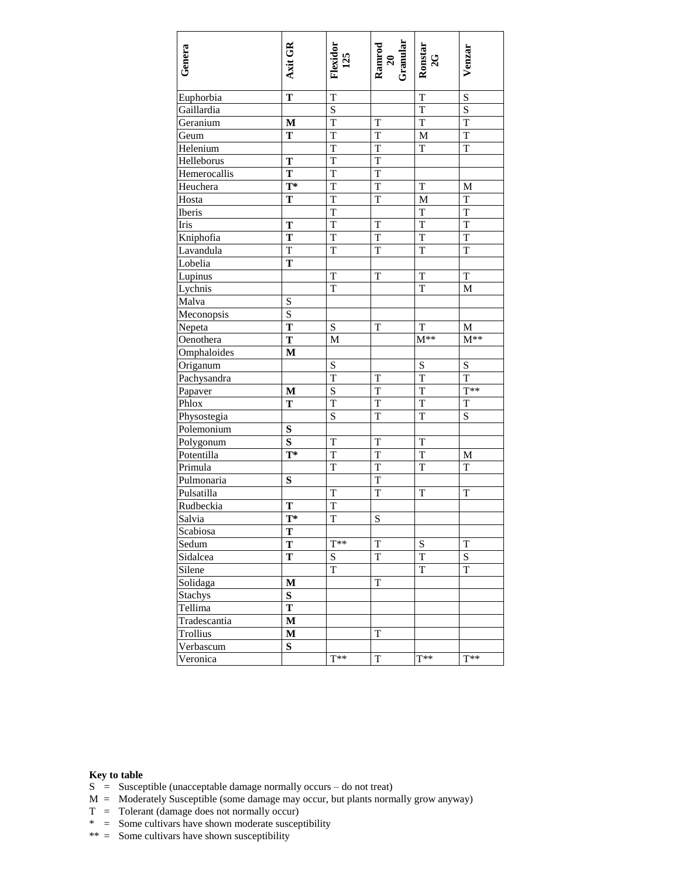| Genera | Axit GR | Flexidor 125 | Ramrod 20 Granular | Ronstar 2G | Venzar |
|---|---|---|---|---|---|
| Euphorbia | **T** | T | | T | S |
| Gaillardia | | S | | T | S |
| Geranium | **M** | T | T | T | T |
| Geum | **T** | T | T | M | T |
| Helenium | | T | T | T | T |
| Helleborus | **T** | T | T | | |
| Hemerocallis | **T** | T | T | | |
| Heuchera | **T*** | T | T | T | M |
| Hosta | **T** | T | T | M | T |
| Iberis | | T | | T | T |
| Iris | **T** | T | T | T | T |
| Kniphofia | **T** | T | T | T | T |
| Lavandula | T | T | T | T | T |
| Lobelia | **T** | | | | |
| Lupinus | | T | T | T | T |
| Lychnis | | T | | T | M |
| Malva | S | | | | |
| Meconopsis | S | | | | |
| Nepeta | **T** | S | T | T | M |
| Oenothera | **T** | M | | M** | M** |
| Omphaloides | **M** | | | | |
| Origanum | | S | | S | S |
| Pachysandra | | T | T | T | T |
| Papaver | **M** | S | T | T | T** |
| Phlox | **T** | T | T | T | T |
| Physostegia | | S | T | T | S |
| Polemonium | **S** | | | | |
| Polygonum | **S** | T | T | T | |
| Potentilla | **T*** | T | T | T | M |
| Primula | | T | T | T | T |
| Pulmonaria | **S** | | T | | |
| Pulsatilla | | T | T | T | T |
| Rudbeckia | **T** | T | | | |
| Salvia | **T*** | T | S | | |
| Scabiosa | **T** | | | | |
| Sedum | **T** | T** | T | S | T |
| Sidalcea | **T** | S | T | T | S |
| Silene | | T | | T | T |
| Solidaga | **M** | | T | | |
| Stachys | **S** | | | | |
| Tellima | **T** | | | | |
| Tradescantia | **M** | | | | |
| Trollius | **M** | | T | | |
| Verbascum | **S** | | | | |
| Veronica | | T** | T | T** | T** |

**Key to table**

S = Susceptible (unacceptable damage normally occurs – do not treat)
M = Moderately Susceptible (some damage may occur, but plants normally grow anyway)
T = Tolerant (damage does not normally occur)
* = Some cultivars have shown moderate susceptibility
** = Some cultivars have shown susceptibility